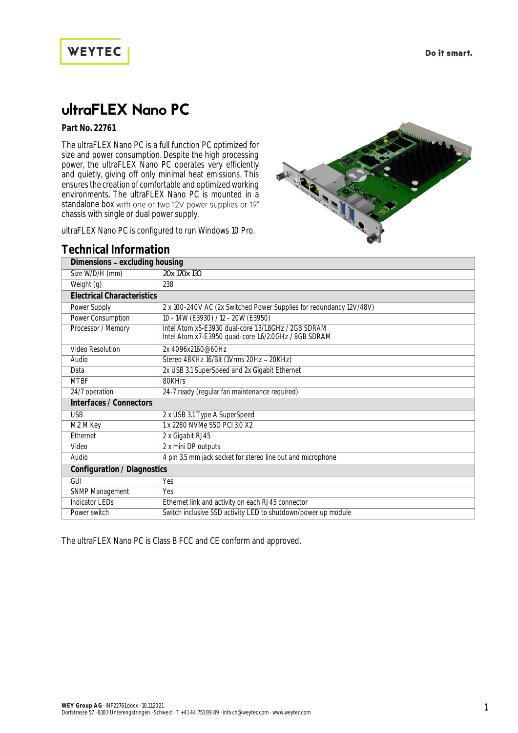# ultraFLEX Nano PC

**Part No. 22761**

The ultraFLEX Nano PC is a full function PC optimized for size and power consumption. Despite the high processing power, the ultraFLEX Nano PC operates very efficiently and quietly, giving off only minimal heat emissions. This ensures the creation of comfortable and optimized working environments. The ultraFLEX Nano PC is mounted in a standalone box with one or two 12V power supplies or 19" chassis with single or dual power supply.

ultraFLEX Nano PC is configured to run Windows 10 Pro.

## Technical Information

| **Dimensions – excluding housing** | |
|---|---|
| Size W/D/H (mm) | 20x 170x 130 |
| Weight (g) | 238 |
| **Electrical Characteristics** | |
| Power Supply | 2 x 100-240V AC (2x Switched Power Supplies for redundancy 12V/48V) |
| Power Consumption | 10 - 14W (E3930) / 12 - 20W (E3950) |
| Processor / Memory | Intel Atom x5-E3930 dual-core 1.3/1.8GHz / 2GB SDRAM<br>Intel Atom x7-E3950 quad-core 1.6/2.0GHz / 8GB SDRAM |
| Video Resolution | 2x 4096x2160@60Hz |
| Audio | Stereo 48KHz 16/Bit (1Vrms 20Hz – 20KHz) |
| Data | 2x USB 3.1 SuperSpeed and 2x Gigabit Ethernet |
| MTBF | 80KHrs |
| 24/7 operation | 24-7 ready (regular fan maintenance required) |
| **Interfaces / Connectors** | |
| USB | 2 x USB 3.1 Type A SuperSpeed |
| M.2 M Key | 1 x 2280 NVMe SSD PCI 3.0 X2 |
| Ethernet | 2 x Gigabit RJ45 |
| Video | 2 x mini DP outputs |
| Audio | 4 pin 3.5 mm jack socket for stereo line out and microphone |
| **Configuration / Diagnostics** | |
| GUI | Yes |
| SNMP Management | Yes |
| Indicator LEDs | Ethernet link and activity on each RJ45 connector |
| Power switch | Switch inclusive SSD activity LED to shutdown/power up module |

The ultraFLEX Nano PC is Class B FCC and CE conform and approved.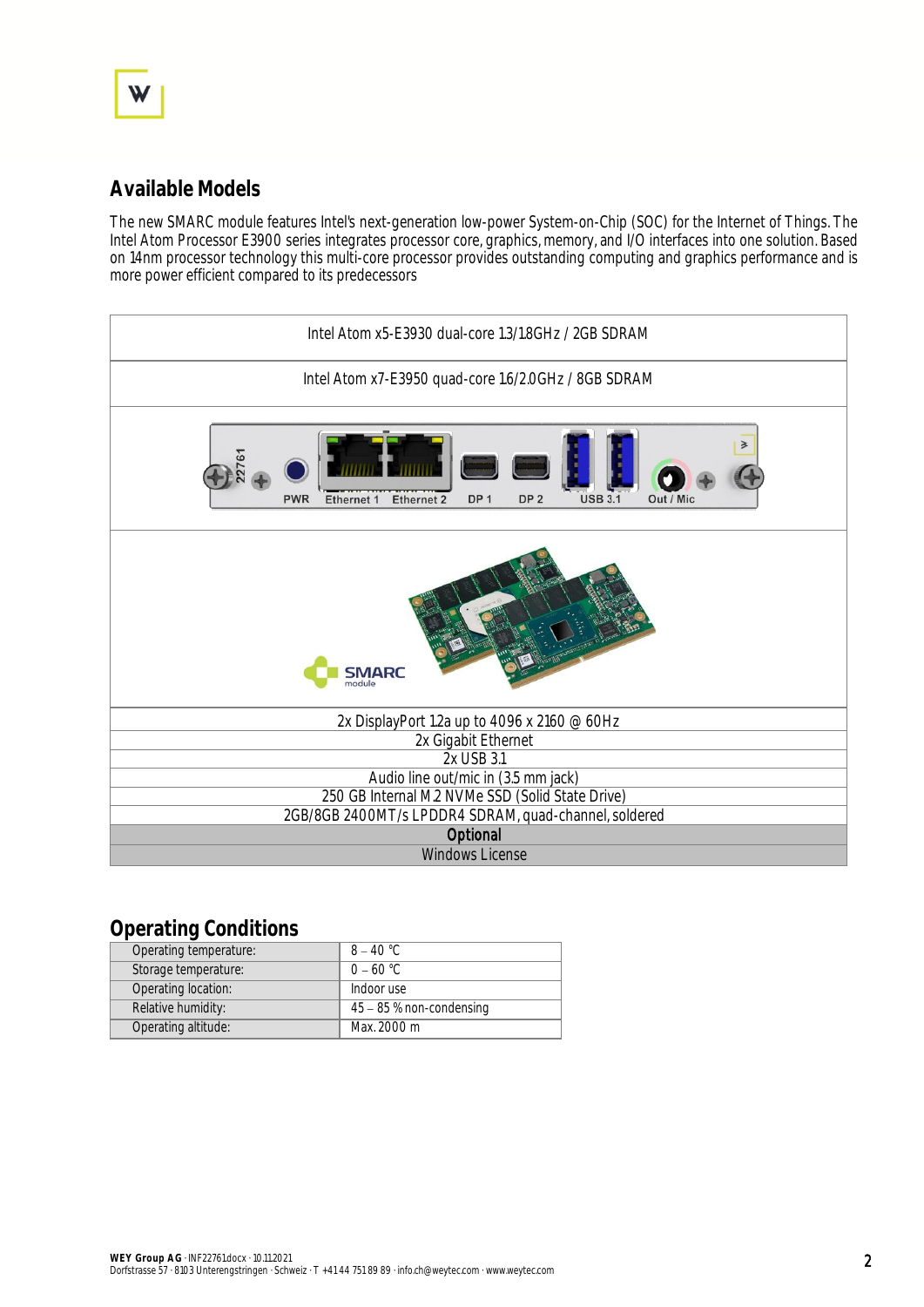## Available Models

The new SMARC module features Intel's next-generation low-power System-on-Chip (SOC) for the Internet of Things. The Intel Atom Processor E3900 series integrates processor core, graphics, memory, and I/O interfaces into one solution. Based on 14nm processor technology this multi-core processor provides outstanding computing and graphics performance and is more power efficient compared to its predecessors

| |
|---|
| Intel Atom x5-E3930 dual-core 1.3/1.8GHz / 2GB SDRAM |
| Intel Atom x7-E3950 quad-core 1.6/2.0GHz / 8GB SDRAM |
| 2x DisplayPort 1.2a up to 4096 x 2160 @ 60Hz |
| 2x Gigabit Ethernet |
| 2x USB 3.1 |
| Audio line out/mic in (3.5 mm jack) |
| 250 GB Internal M.2 NVMe SSD (Solid State Drive) |
| 2GB/8GB 2400MT/s LPDDR4 SDRAM, quad-channel, soldered |
| **Optional** |
| Windows License |

## Operating Conditions

| | |
|---|---|
| Operating temperature: | 8 – 40 °C |
| Storage temperature: | 0 – 60 °C |
| Operating location: | Indoor use |
| Relative humidity: | 45 – 85 % non-condensing |
| Operating altitude: | Max. 2000 m |

**WEY Group AG** · INF22761.docx · 10.11.2021
Dorfstrasse 57 · 8103 Unterengstringen · Schweiz · T +41 44 751 89 89 · info.ch@weytec.com · www.weytec.com